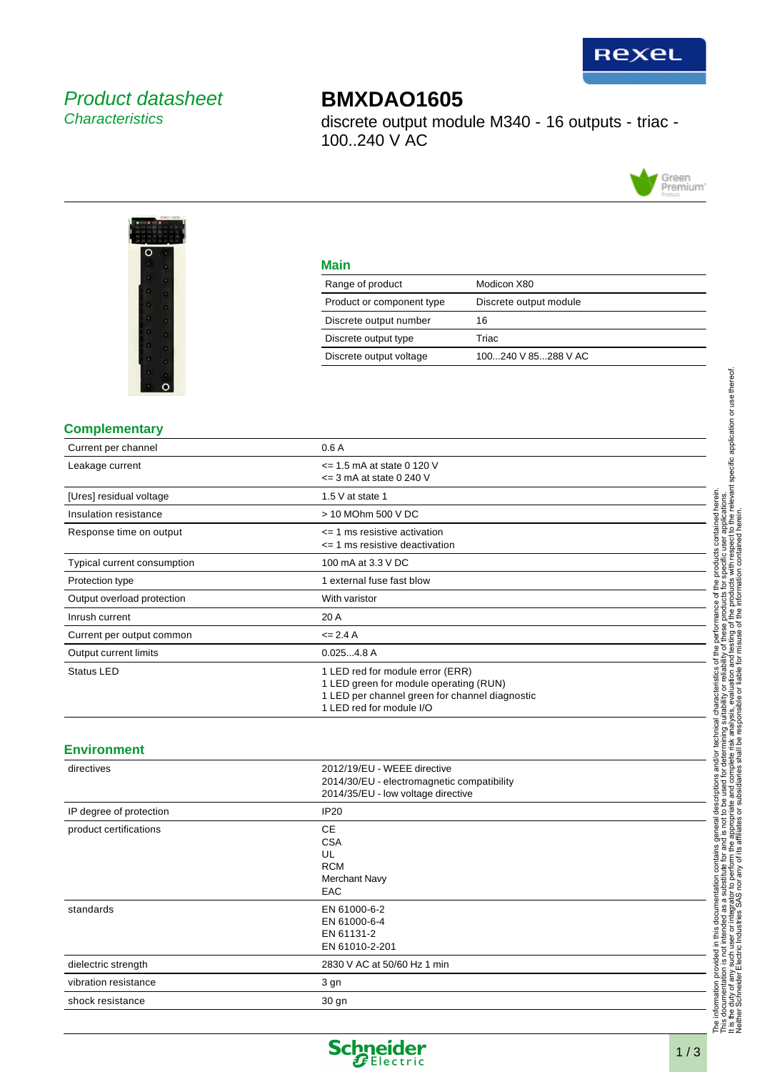*Product datasheet*
*Characteristics*

# BMXDAO1605

discrete output module M340 - 16 outputs - triac - 100..240 V AC

## Main

| | |
|---|---|
| Range of product | Modicon X80 |
| Product or component type | Discrete output module |
| Discrete output number | 16 |
| Discrete output type | Triac |
| Discrete output voltage | 100...240 V 85...288 V AC |

## Complementary

| | |
|---|---|
| Current per channel | 0.6 A |
| Leakage current | <= 1.5 mA at state 0 120 V<br><= 3 mA at state 0 240 V |
| [Ures] residual voltage | 1.5 V at state 1 |
| Insulation resistance | > 10 MOhm 500 V DC |
| Response time on output | <= 1 ms resistive activation<br><= 1 ms resistive deactivation |
| Typical current consumption | 100 mA at 3.3 V DC |
| Protection type | 1 external fuse fast blow |
| Output overload protection | With varistor |
| Inrush current | 20 A |
| Current per output common | <= 2.4 A |
| Output current limits | 0.025...4.8 A |
| Status LED | 1 LED red for module error (ERR)<br>1 LED green for module operating (RUN)<br>1 LED per channel green for channel diagnostic<br>1 LED red for module I/O |

## Environment

| | |
|---|---|
| directives | 2012/19/EU - WEEE directive<br>2014/30/EU - electromagnetic compatibility<br>2014/35/EU - low voltage directive |
| IP degree of protection | IP20 |
| product certifications | CE<br>CSA<br>UL<br>RCM<br>Merchant Navy<br>EAC |
| standards | EN 61000-6-2<br>EN 61000-6-4<br>EN 61131-2<br>EN 61010-2-201 |
| dielectric strength | 2830 V AC at 50/60 Hz 1 min |
| vibration resistance | 3 gn |
| shock resistance | 30 gn |

The information provided in this documentation contains general descriptions and/or technical characteristics of the performance of the products contained herein. This documentation is not intended as a substitute for and is not to be used for determining suitability or reliability of these products for specific user applications. It is the duty of any such user or integrator to perform the appropriate and complete risk analysis, evaluation and testing of the products with respect to the relevant specific application or use thereof. Neither Schneider Electric Industries SAS nor any of its affiliates or subsidiaries shall be responsible or liable for misuse of the information contained herein.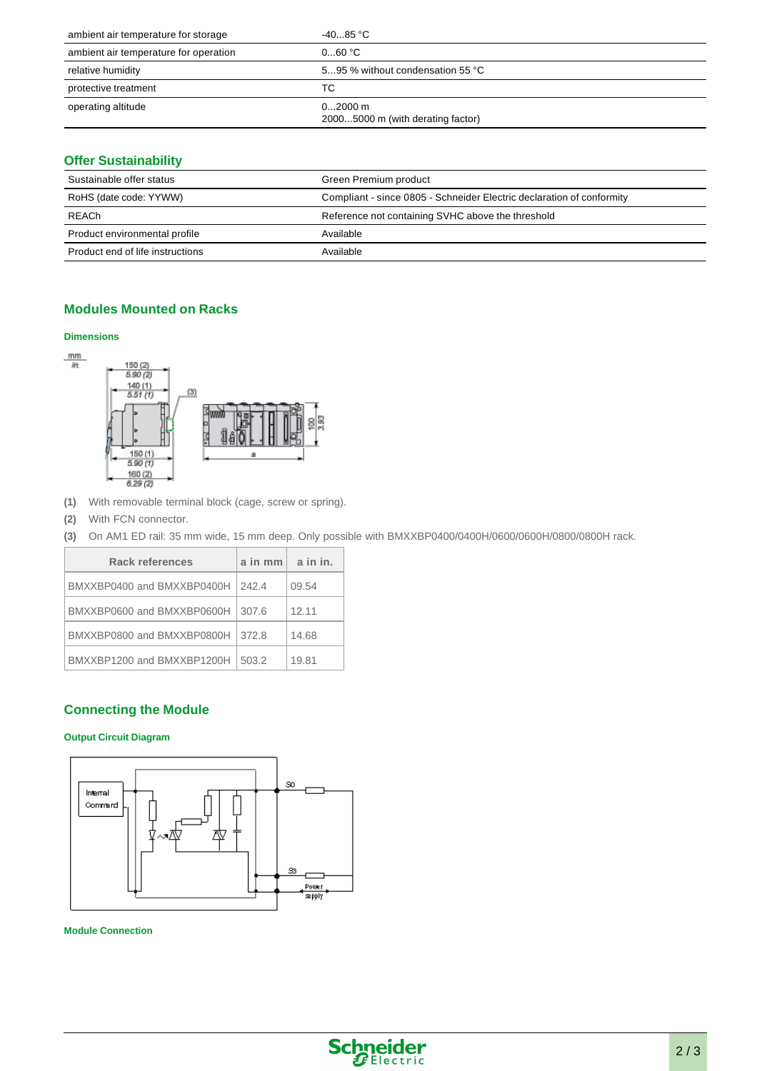| | |
|---|---|
| ambient air temperature for storage | -40...85 °C |
| ambient air temperature for operation | 0...60 °C |
| relative humidity | 5...95 % without condensation 55 °C |
| protective treatment | TC |
| operating altitude | 0...2000 m<br>2000...5000 m (with derating factor) |

## Offer Sustainability

| | |
|---|---|
| Sustainable offer status | Green Premium product |
| RoHS (date code: YYWW) | Compliant - since 0805 - Schneider Electric declaration of conformity |
| REACh | Reference not containing SVHC above the threshold |
| Product environmental profile | Available |
| Product end of life instructions | Available |

## Modules Mounted on Racks

### Dimensions

mm
in.

150 (2)
5.90 (2)
140 (1)
5.51 (1)
(3)
150 (1)
5.90 (1)
160 (2)
6.29 (2)
a
100
3.93

**(1)** With removable terminal block (cage, screw or spring).

**(2)** With FCN connector.

**(3)** On AM1 ED rail: 35 mm wide, 15 mm deep. Only possible with BMXXBP0400/0400H/0600/0600H/0800/0800H rack.

| Rack references | a in mm | a in in. |
|---|---|---|
| BMXXBP0400 and BMXXBP0400H | 242.4 | 09.54 |
| BMXXBP0600 and BMXXBP0600H | 307.6 | 12.11 |
| BMXXBP0800 and BMXXBP0800H | 372.8 | 14.68 |
| BMXXBP1200 and BMXXBP1200H | 503.2 | 19.81 |

## Connecting the Module

### Output Circuit Diagram

Internal
Command
S0
S3
Power
supply

### Module Connection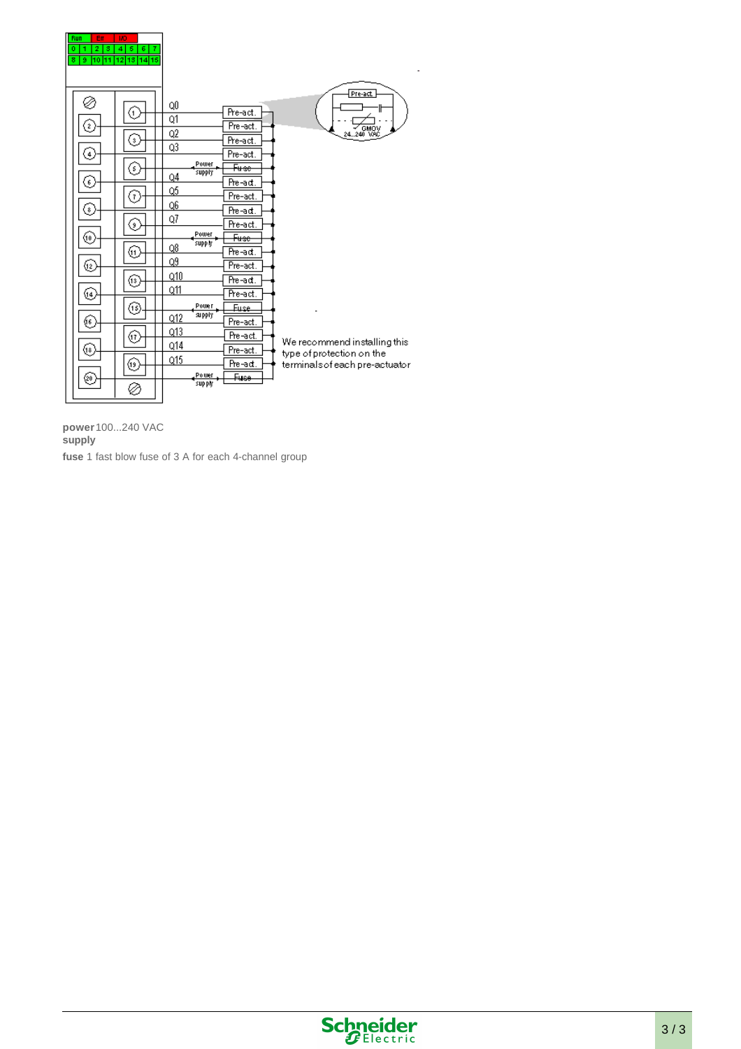Run Err I/O
0 1 2 3 4 5 6 7
8 9 10 11 12 13 14 15

Q0
Q1
Q2
Q3
Power supply
Q4
Q5
Q6
Q7
Power supply
Q8
Q9
Q10
Q11
Power supply
Q12
Q13
Q14
Q15
Power supply

Pre-act.
Fuse

Pre-act
GMOV
24...240 VAC

We recommend installing this type of protection on the terminals of each pre-actuator

**power supply** 100...240 VAC

**fuse** 1 fast blow fuse of 3 A for each 4-channel group